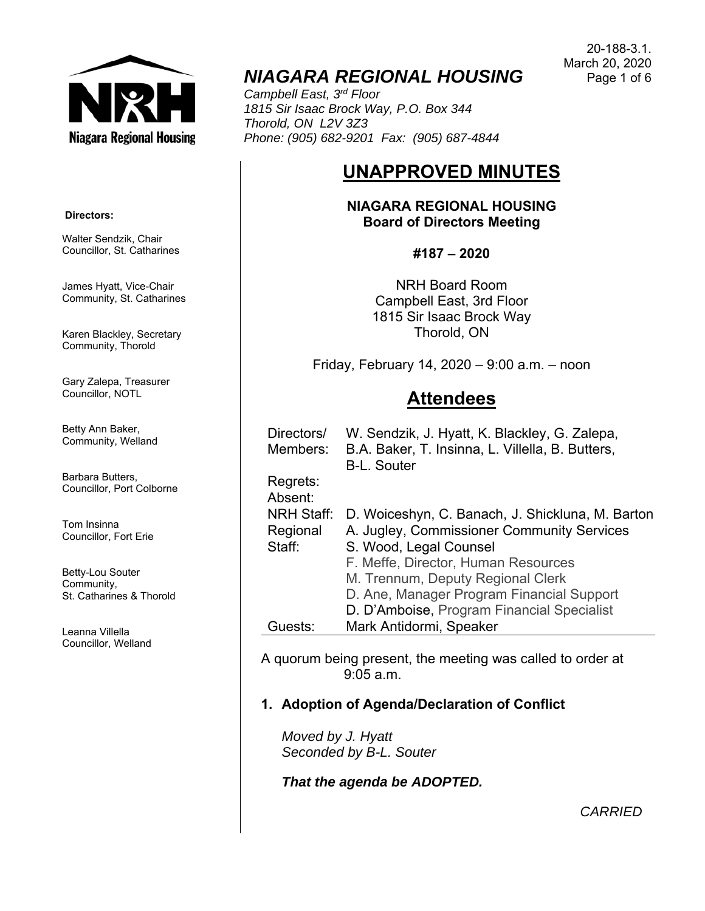20-188-3.1.
March 20, 2020

# NIAGARA REGIONAL HOUSING

*Campbell East, 3rd Floor*
*1815 Sir Isaac Brock Way, P.O. Box 344*
*Thorold, ON L2V 3Z3*
*Phone: (905) 682-9201 Fax: (905) 687-4844*

**Directors:**

Walter Sendzik, Chair
Councillor, St. Catharines

James Hyatt, Vice-Chair
Community, St. Catharines

Karen Blackley, Secretary
Community, Thorold

Gary Zalepa, Treasurer
Councillor, NOTL

Betty Ann Baker,
Community, Welland

Barbara Butters,
Councillor, Port Colborne

Tom Insinna
Councillor, Fort Erie

Betty-Lou Souter
Community,
St. Catharines & Thorold

Leanna Villella
Councillor, Welland

## UNAPPROVED MINUTES

**NIAGARA REGIONAL HOUSING**
**Board of Directors Meeting**

**#187 – 2020**

NRH Board Room
Campbell East, 3rd Floor
1815 Sir Isaac Brock Way
Thorold, ON

Friday, February 14, 2020 – 9:00 a.m. – noon

## Attendees

| | |
|---|---|
| Directors/ Members: | W. Sendzik, J. Hyatt, K. Blackley, G. Zalepa, B.A. Baker, T. Insinna, L. Villella, B. Butters, B-L. Souter |
| Regrets: | |
| Absent: | |
| NRH Staff: | D. Woiceshyn, C. Banach, J. Shickluna, M. Barton |
| Regional Staff: | A. Jugley, Commissioner Community Services<br>S. Wood, Legal Counsel<br>F. Meffe, Director, Human Resources<br>M. Trennum, Deputy Regional Clerk<br>D. Ane, Manager Program Financial Support<br>D. D'Amboise, Program Financial Specialist |
| Guests: | Mark Antidormi, Speaker |

A quorum being present, the meeting was called to order at 9:05 a.m.

### 1. Adoption of Agenda/Declaration of Conflict

*Moved by J. Hyatt*
*Seconded by B-L. Souter*

***That the agenda be ADOPTED.***

*CARRIED*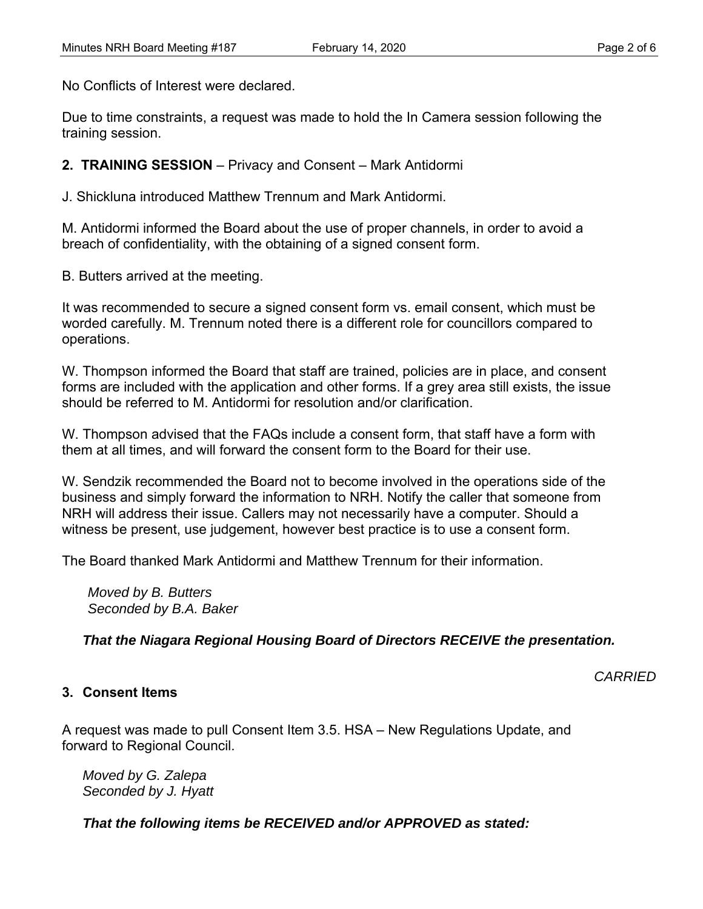No Conflicts of Interest were declared.

Due to time constraints, a request was made to hold the In Camera session following the training session.

**2. TRAINING SESSION** – Privacy and Consent – Mark Antidormi

J. Shickluna introduced Matthew Trennum and Mark Antidormi.

M. Antidormi informed the Board about the use of proper channels, in order to avoid a breach of confidentiality, with the obtaining of a signed consent form.

B. Butters arrived at the meeting.

It was recommended to secure a signed consent form vs. email consent, which must be worded carefully. M. Trennum noted there is a different role for councillors compared to operations.

W. Thompson informed the Board that staff are trained, policies are in place, and consent forms are included with the application and other forms. If a grey area still exists, the issue should be referred to M. Antidormi for resolution and/or clarification.

W. Thompson advised that the FAQs include a consent form, that staff have a form with them at all times, and will forward the consent form to the Board for their use.

W. Sendzik recommended the Board not to become involved in the operations side of the business and simply forward the information to NRH. Notify the caller that someone from NRH will address their issue. Callers may not necessarily have a computer. Should a witness be present, use judgement, however best practice is to use a consent form.

The Board thanked Mark Antidormi and Matthew Trennum for their information.

*Moved by B. Butters*
*Seconded by B.A. Baker*

***That the Niagara Regional Housing Board of Directors RECEIVE the presentation.***

*CARRIED*

**3. Consent Items**

A request was made to pull Consent Item 3.5. HSA – New Regulations Update, and forward to Regional Council.

*Moved by G. Zalepa*
*Seconded by J. Hyatt*

***That the following items be RECEIVED and/or APPROVED as stated:***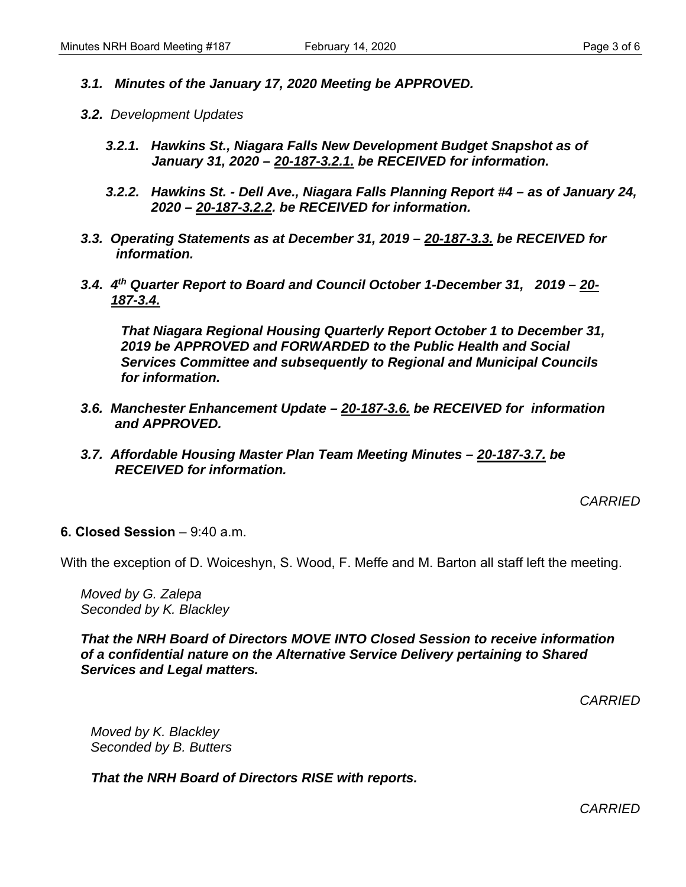*3.1. Minutes of the January 17, 2020 Meeting be APPROVED.*

*3.2. Development Updates*

*3.2.1. Hawkins St., Niagara Falls New Development Budget Snapshot as of January 31, 2020 – 20-187-3.2.1. be RECEIVED for information.*

*3.2.2. Hawkins St. - Dell Ave., Niagara Falls Planning Report #4 – as of January 24, 2020 – 20-187-3.2.2. be RECEIVED for information.*

*3.3. Operating Statements as at December 31, 2019 – 20-187-3.3. be RECEIVED for information.*

*3.4. 4th Quarter Report to Board and Council October 1-December 31, 2019 – 20-187-3.4.*

***That Niagara Regional Housing Quarterly Report October 1 to December 31, 2019 be APPROVED and FORWARDED to the Public Health and Social Services Committee and subsequently to Regional and Municipal Councils for information.***

*3.6. Manchester Enhancement Update – 20-187-3.6. be RECEIVED for information and APPROVED.*

*3.7. Affordable Housing Master Plan Team Meeting Minutes – 20-187-3.7. be RECEIVED for information.*

*CARRIED*

**6. Closed Session** – 9:40 a.m.

With the exception of D. Woiceshyn, S. Wood, F. Meffe and M. Barton all staff left the meeting.

*Moved by G. Zalepa*
*Seconded by K. Blackley*

***That the NRH Board of Directors MOVE INTO Closed Session to receive information of a confidential nature on the Alternative Service Delivery pertaining to Shared Services and Legal matters.***

*CARRIED*

*Moved by K. Blackley*
*Seconded by B. Butters*

***That the NRH Board of Directors RISE with reports.***

*CARRIED*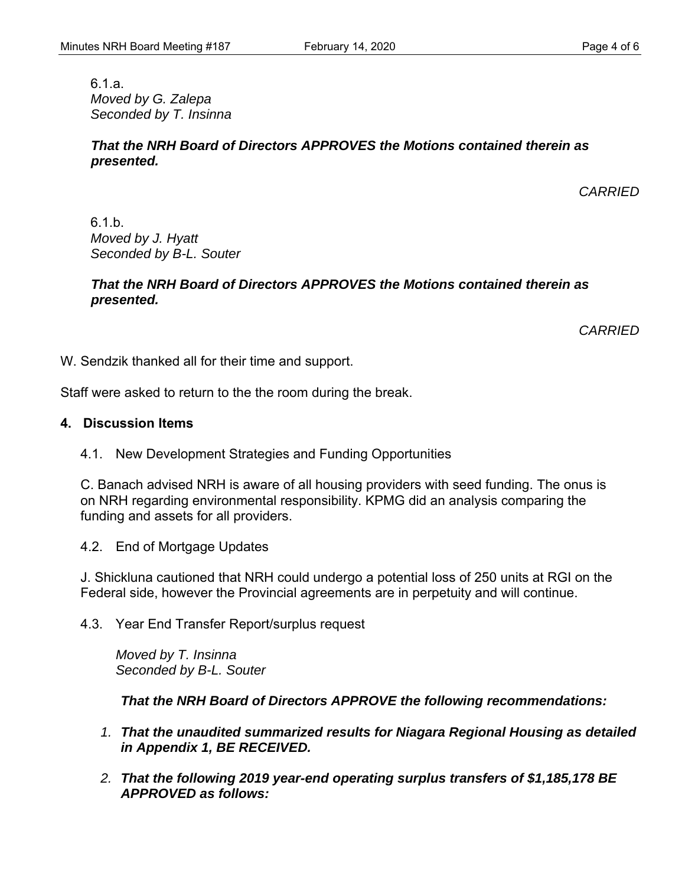6.1.a.
*Moved by G. Zalepa*
*Seconded by T. Insinna*

***That the NRH Board of Directors APPROVES the Motions contained therein as presented.***

*CARRIED*

6.1.b.
*Moved by J. Hyatt*
*Seconded by B-L. Souter*

***That the NRH Board of Directors APPROVES the Motions contained therein as presented.***

*CARRIED*

W. Sendzik thanked all for their time and support.

Staff were asked to return to the the room during the break.

## 4. Discussion Items

4.1. New Development Strategies and Funding Opportunities

C. Banach advised NRH is aware of all housing providers with seed funding. The onus is on NRH regarding environmental responsibility. KPMG did an analysis comparing the funding and assets for all providers.

4.2. End of Mortgage Updates

J. Shickluna cautioned that NRH could undergo a potential loss of 250 units at RGI on the Federal side, however the Provincial agreements are in perpetuity and will continue.

4.3. Year End Transfer Report/surplus request

*Moved by T. Insinna*
*Seconded by B-L. Souter*

***That the NRH Board of Directors APPROVE the following recommendations:***

1. ***That the unaudited summarized results for Niagara Regional Housing as detailed in Appendix 1, BE RECEIVED.***
2. ***That the following 2019 year-end operating surplus transfers of $1,185,178 BE APPROVED as follows:***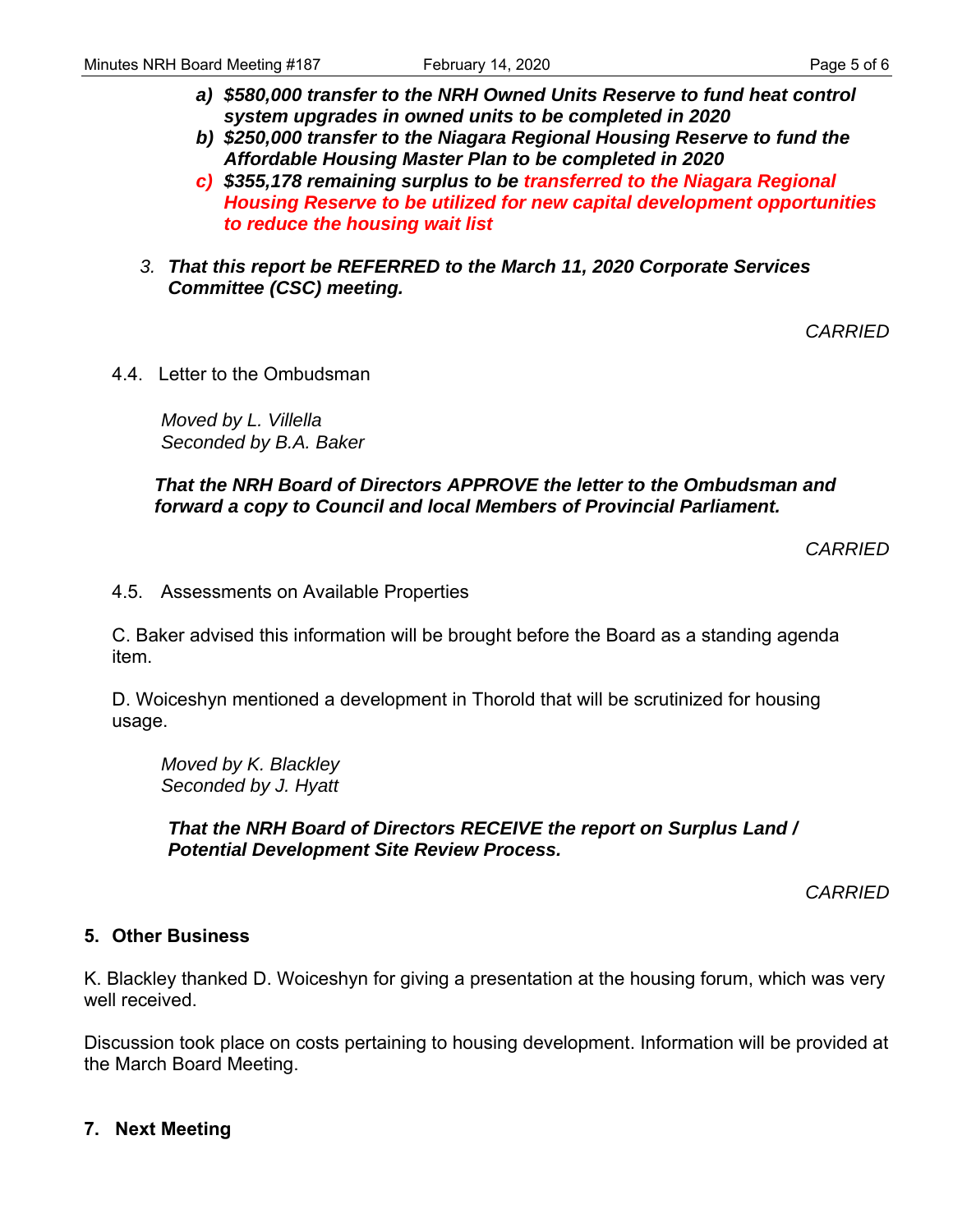- ***a) $580,000 transfer to the NRH Owned Units Reserve to fund heat control system upgrades in owned units to be completed in 2020***
   - ***b) $250,000 transfer to the Niagara Regional Housing Reserve to fund the Affordable Housing Master Plan to be completed in 2020***
   - ***c) $355,178 remaining surplus to be transferred to the Niagara Regional Housing Reserve to be utilized for new capital development opportunities to reduce the housing wait list***

3. ***That this report be REFERRED to the March 11, 2020 Corporate Services Committee (CSC) meeting.***

*CARRIED*

4.4. Letter to the Ombudsman

*Moved by L. Villella*
*Seconded by B.A. Baker*

***That the NRH Board of Directors APPROVE the letter to the Ombudsman and forward a copy to Council and local Members of Provincial Parliament.***

*CARRIED*

4.5. Assessments on Available Properties

C. Baker advised this information will be brought before the Board as a standing agenda item.

D. Woiceshyn mentioned a development in Thorold that will be scrutinized for housing usage.

*Moved by K. Blackley*
*Seconded by J. Hyatt*

***That the NRH Board of Directors RECEIVE the report on Surplus Land / Potential Development Site Review Process.***

*CARRIED*

## 5. Other Business

K. Blackley thanked D. Woiceshyn for giving a presentation at the housing forum, which was very well received.

Discussion took place on costs pertaining to housing development. Information will be provided at the March Board Meeting.

## 7. Next Meeting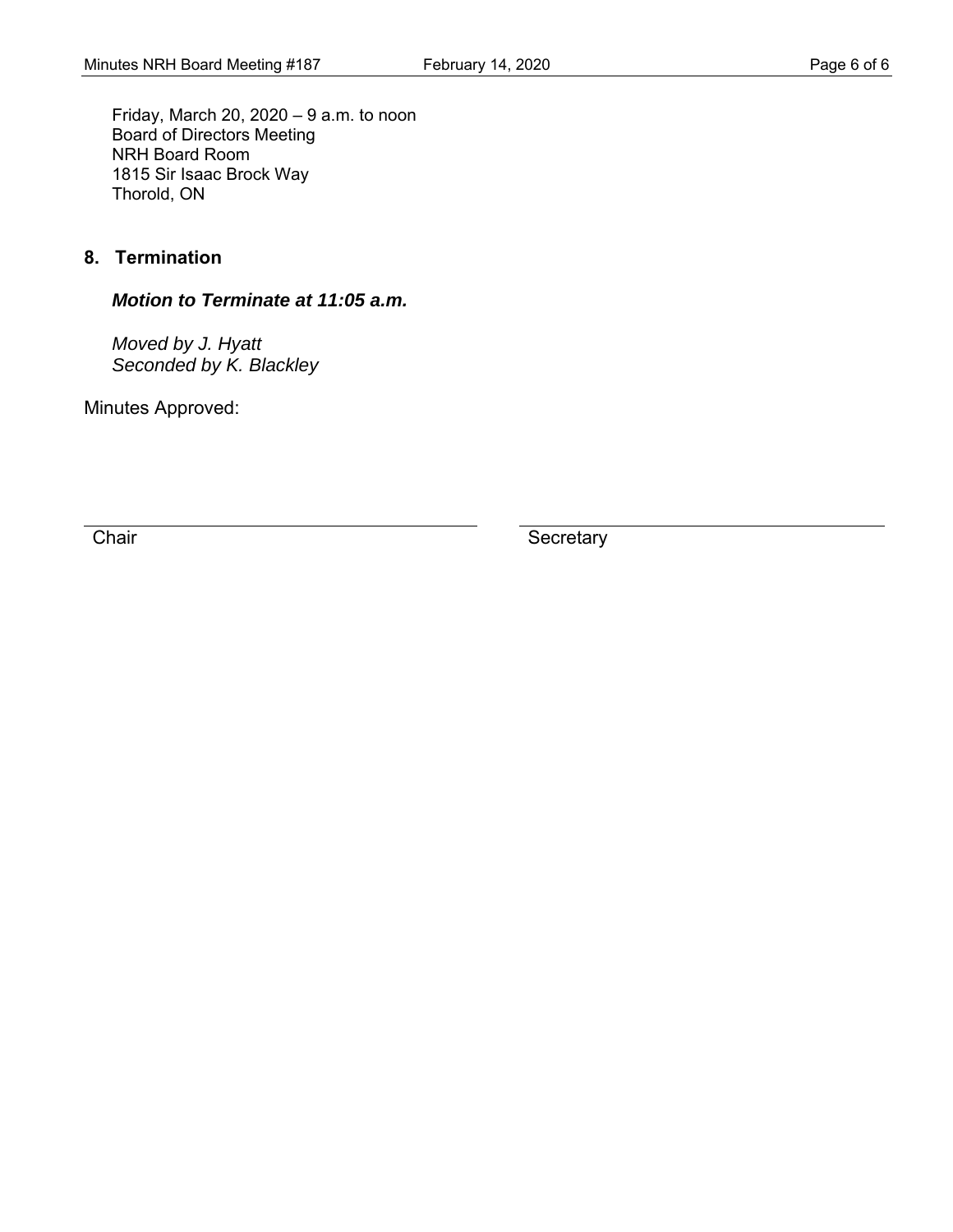Friday, March 20, 2020 – 9 a.m. to noon
Board of Directors Meeting
NRH Board Room
1815 Sir Isaac Brock Way
Thorold, ON

## 8. Termination

***Motion to Terminate at 11:05 a.m.***

*Moved by J. Hyatt*
*Seconded by K. Blackley*

Minutes Approved:

Chair

Secretary